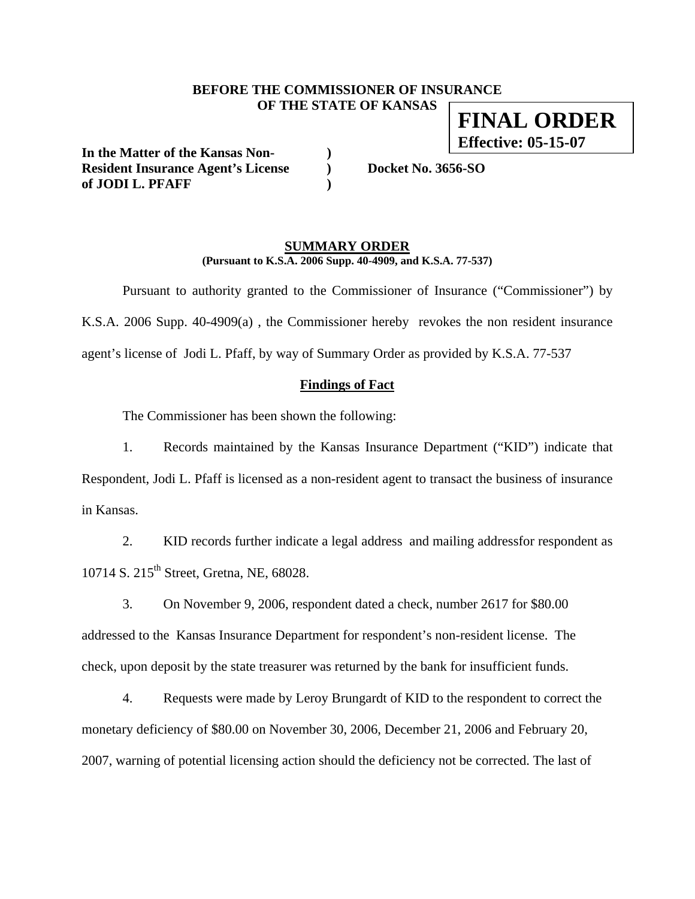**BEFORE THE COMMISSIONER OF INSURANCE**
**OF THE STATE OF KANSAS**

**FINAL ORDER**
**Effective: 05-15-07**

**In the Matter of the Kansas Non-Resident Insurance Agent's License of JODI L. PFAFF** ) ) ) **Docket No. 3656-SO**

## SUMMARY ORDER

**(Pursuant to K.S.A. 2006 Supp. 40-4909, and K.S.A. 77-537)**

Pursuant to authority granted to the Commissioner of Insurance ("Commissioner") by K.S.A. 2006 Supp. 40-4909(a) , the Commissioner hereby revokes the non resident insurance agent's license of Jodi L. Pfaff, by way of Summary Order as provided by K.S.A. 77-537

### Findings of Fact

The Commissioner has been shown the following:

1. Records maintained by the Kansas Insurance Department ("KID") indicate that Respondent, Jodi L. Pfaff is licensed as a non-resident agent to transact the business of insurance in Kansas.

2. KID records further indicate a legal address and mailing addressfor respondent as 10714 S. 215th Street, Gretna, NE, 68028.

3. On November 9, 2006, respondent dated a check, number 2617 for $80.00 addressed to the Kansas Insurance Department for respondent's non-resident license. The check, upon deposit by the state treasurer was returned by the bank for insufficient funds.

4. Requests were made by Leroy Brungardt of KID to the respondent to correct the monetary deficiency of $80.00 on November 30, 2006, December 21, 2006 and February 20, 2007, warning of potential licensing action should the deficiency not be corrected. The last of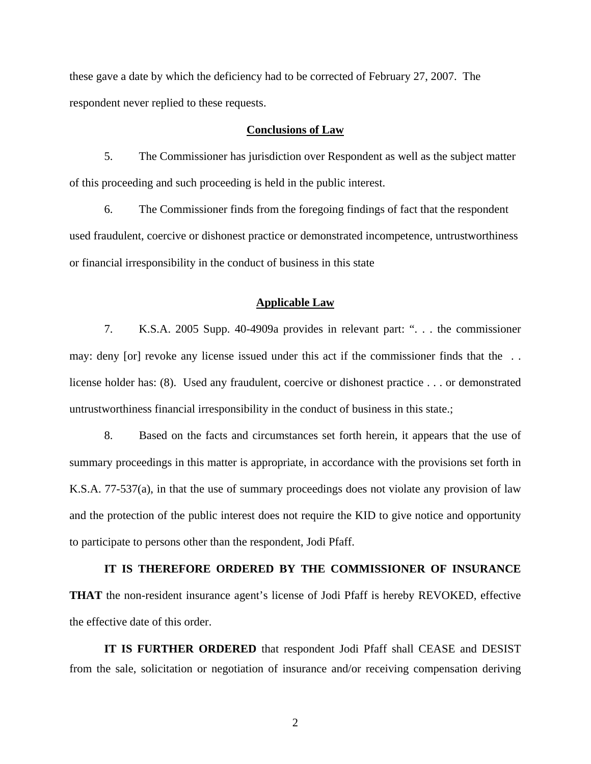these gave a date by which the deficiency had to be corrected of February 27, 2007. The respondent never replied to these requests.

**Conclusions of Law**

5. The Commissioner has jurisdiction over Respondent as well as the subject matter of this proceeding and such proceeding is held in the public interest.

6. The Commissioner finds from the foregoing findings of fact that the respondent used fraudulent, coercive or dishonest practice or demonstrated incompetence, untrustworthiness or financial irresponsibility in the conduct of business in this state

**Applicable Law**

7. K.S.A. 2005 Supp. 40-4909a provides in relevant part: ". . . the commissioner may: deny [or] revoke any license issued under this act if the commissioner finds that the . . license holder has: (8). Used any fraudulent, coercive or dishonest practice . . . or demonstrated untrustworthiness financial irresponsibility in the conduct of business in this state.;

8. Based on the facts and circumstances set forth herein, it appears that the use of summary proceedings in this matter is appropriate, in accordance with the provisions set forth in K.S.A. 77-537(a), in that the use of summary proceedings does not violate any provision of law and the protection of the public interest does not require the KID to give notice and opportunity to participate to persons other than the respondent, Jodi Pfaff.

**IT IS THEREFORE ORDERED BY THE COMMISSIONER OF INSURANCE THAT** the non-resident insurance agent's license of Jodi Pfaff is hereby REVOKED, effective the effective date of this order.

**IT IS FURTHER ORDERED** that respondent Jodi Pfaff shall CEASE and DESIST from the sale, solicitation or negotiation of insurance and/or receiving compensation deriving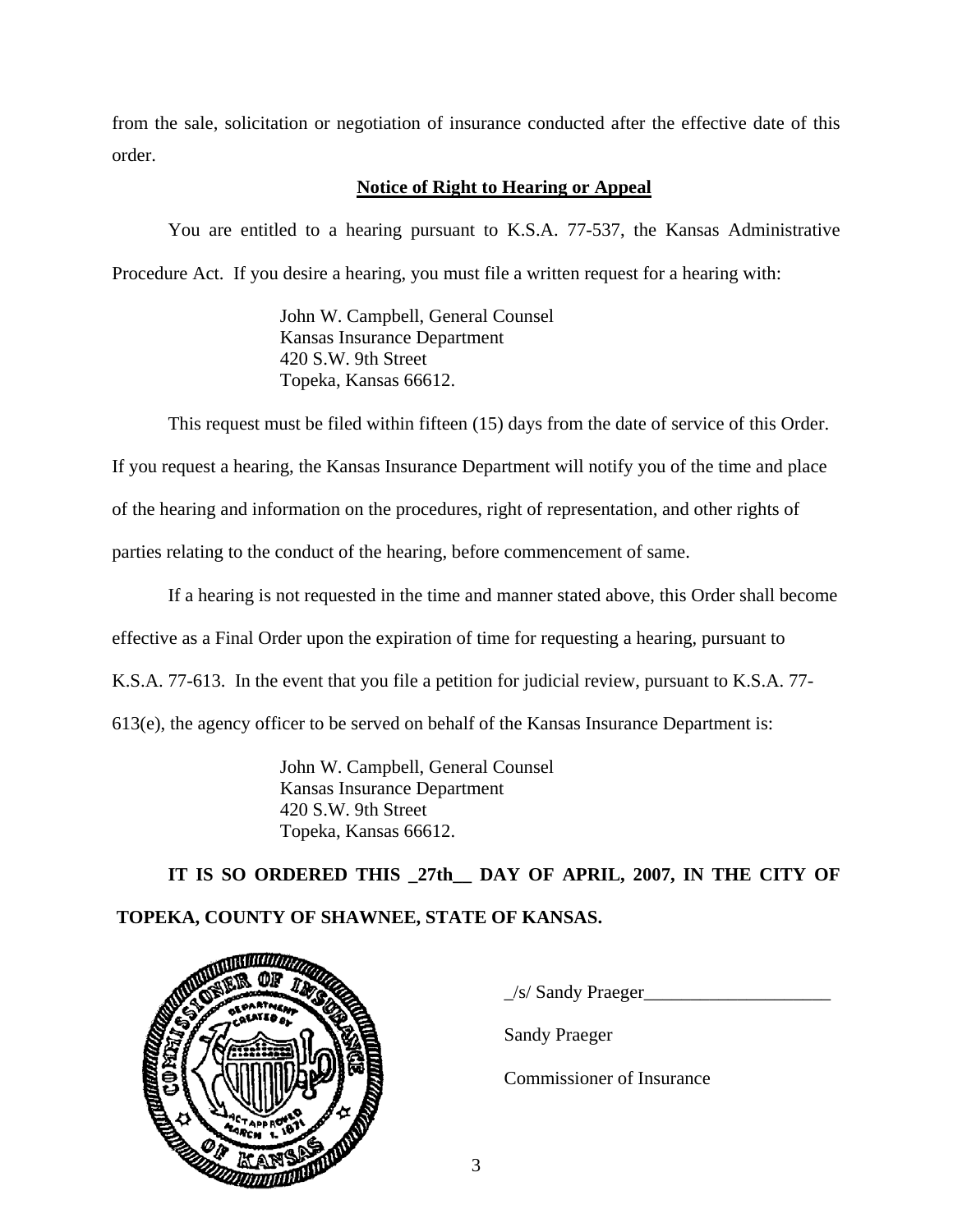from the sale, solicitation or negotiation of insurance conducted after the effective date of this order.

**Notice of Right to Hearing or Appeal**

You are entitled to a hearing pursuant to K.S.A. 77-537, the Kansas Administrative Procedure Act. If you desire a hearing, you must file a written request for a hearing with:

John W. Campbell, General Counsel
Kansas Insurance Department
420 S.W. 9th Street
Topeka, Kansas 66612.

This request must be filed within fifteen (15) days from the date of service of this Order. If you request a hearing, the Kansas Insurance Department will notify you of the time and place of the hearing and information on the procedures, right of representation, and other rights of parties relating to the conduct of the hearing, before commencement of same.

If a hearing is not requested in the time and manner stated above, this Order shall become effective as a Final Order upon the expiration of time for requesting a hearing, pursuant to K.S.A. 77-613. In the event that you file a petition for judicial review, pursuant to K.S.A. 77-613(e), the agency officer to be served on behalf of the Kansas Insurance Department is:

John W. Campbell, General Counsel
Kansas Insurance Department
420 S.W. 9th Street
Topeka, Kansas 66612.

**IT IS SO ORDERED THIS _27th__ DAY OF APRIL, 2007, IN THE CITY OF TOPEKA, COUNTY OF SHAWNEE, STATE OF KANSAS.**

_/s/ Sandy Praeger____________________

Sandy Praeger

Commissioner of Insurance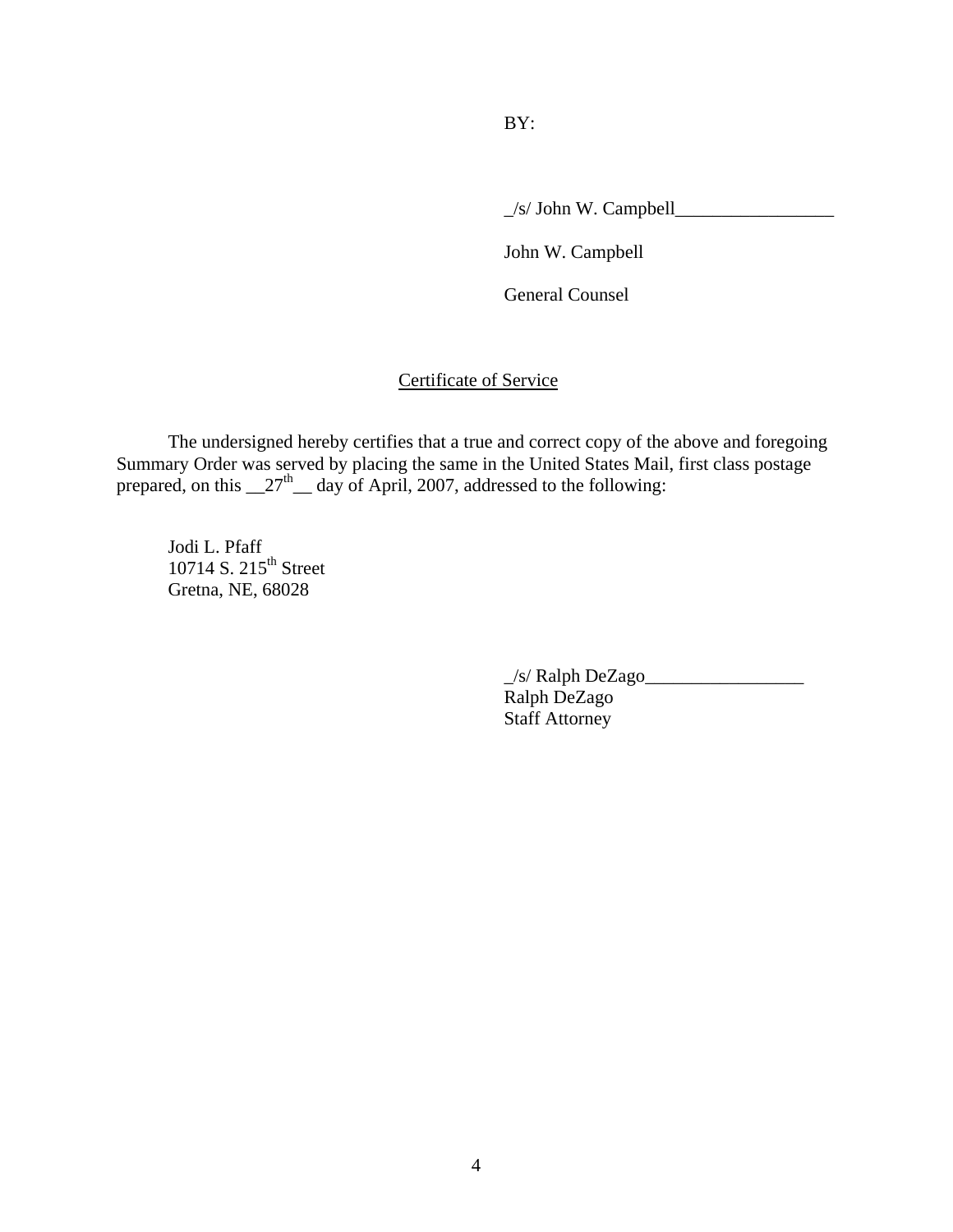BY:

_/s/ John W. Campbell_________________

John W. Campbell

General Counsel

Certificate of Service

The undersigned hereby certifies that a true and correct copy of the above and foregoing Summary Order was served by placing the same in the United States Mail, first class postage prepared, on this __27th__ day of April, 2007, addressed to the following:

Jodi L. Pfaff
10714 S. 215th Street
Gretna, NE, 68028

_/s/ Ralph DeZago_________________
Ralph DeZago
Staff Attorney